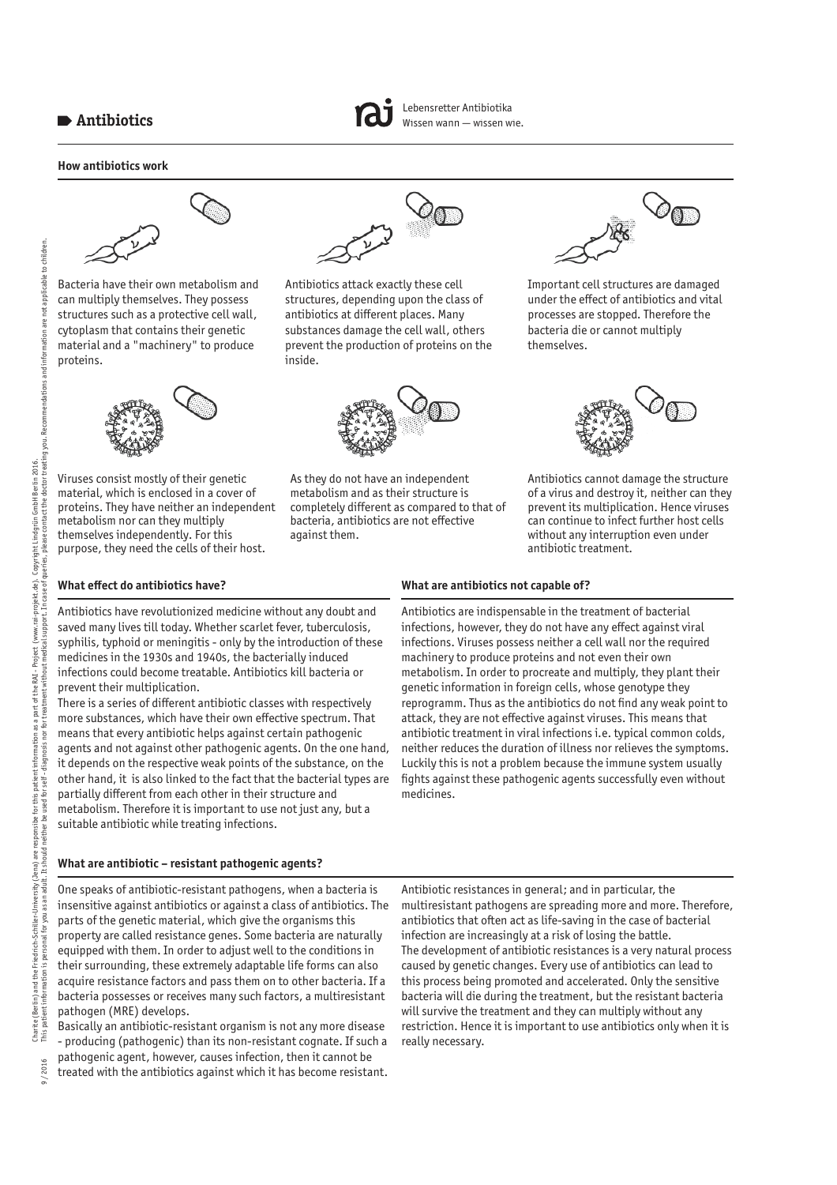# Antibiotics

Lebensretter Antibiotika
Wissen wann — wissen wie.

## How antibiotics work

Bacteria have their own metabolism and can multiply themselves. They possess structures such as a protective cell wall, cytoplasm that contains their genetic material and a "machinery" to produce proteins.

Antibiotics attack exactly these cell structures, depending upon the class of antibiotics at different places. Many substances damage the cell wall, others prevent the production of proteins on the inside.

Important cell structures are damaged under the effect of antibiotics and vital processes are stopped. Therefore the bacteria die or cannot multiply themselves.

Viruses consist mostly of their genetic material, which is enclosed in a cover of proteins. They have neither an independent metabolism nor can they multiply themselves independently. For this purpose, they need the cells of their host.

As they do not have an independent metabolism and as their structure is completely different as compared to that of bacteria, antibiotics are not effective against them.

Antibiotics cannot damage the structure of a virus and destroy it, neither can they prevent its multiplication. Hence viruses can continue to infect further host cells without any interruption even under antibiotic treatment.

### What effect do antibiotics have?

Antibiotics have revolutionized medicine without any doubt and saved many lives till today. Whether scarlet fever, tuberculosis, syphilis, typhoid or meningitis - only by the introduction of these medicines in the 1930s and 1940s, the bacterially induced infections could become treatable. Antibiotics kill bacteria or prevent their multiplication.

There is a series of different antibiotic classes with respectively more substances, which have their own effective spectrum. That means that every antibiotic helps against certain pathogenic agents and not against other pathogenic agents. On the one hand, it depends on the respective weak points of the substance, on the other hand, it is also linked to the fact that the bacterial types are partially different from each other in their structure and metabolism. Therefore it is important to use not just any, but a suitable antibiotic while treating infections.

### What are antibiotics not capable of?

Antibiotics are indispensable in the treatment of bacterial infections, however, they do not have any effect against viral infections. Viruses possess neither a cell wall nor the required machinery to produce proteins and not even their own metabolism. In order to procreate and multiply, they plant their genetic information in foreign cells, whose genotype they reprogramm. Thus as the antibiotics do not find any weak point to attack, they are not effective against viruses. This means that antibiotic treatment in viral infections i.e. typical common colds, neither reduces the duration of illness nor relieves the symptoms. Luckily this is not a problem because the immune system usually fights against these pathogenic agents successfully even without medicines.

### What are antibiotic – resistant pathogenic agents?

One speaks of antibiotic-resistant pathogens, when a bacteria is insensitive against antibiotics or against a class of antibiotics. The parts of the genetic material, which give the organisms this property are called resistance genes. Some bacteria are naturally equipped with them. In order to adjust well to the conditions in their surrounding, these extremely adaptable life forms can also acquire resistance factors and pass them on to other bacteria. If a bacteria possesses or receives many such factors, a multiresistant pathogen (MRE) develops.

Basically an antibiotic-resistant organism is not any more disease - producing (pathogenic) than its non-resistant cognate. If such a pathogenic agent, however, causes infection, then it cannot be treated with the antibiotics against which it has become resistant.

Antibiotic resistances in general; and in particular, the multiresistant pathogens are spreading more and more. Therefore, antibiotics that often act as life-saving in the case of bacterial infection are increasingly at a risk of losing the battle.

The development of antibiotic resistances is a very natural process caused by genetic changes. Every use of antibiotics can lead to this process being promoted and accelerated. Only the sensitive bacteria will die during the treatment, but the resistant bacteria will survive the treatment and they can multiply without any restriction. Hence it is important to use antibiotics only when it is really necessary.

9 / 2016 Charité (Berlin) and the Friedrich-Schiller-University (Jena) are responsible for this patient information as a part of the RAI - Project (www.rai-projekt.de). Copyright Lindgrün GmbH Berlin 2016. This patient information is personal for you as an adult. It should neither be used for self-diagnosis nor for treatment without medical support. In case of queries, please contact the doctor treating you. Recommendations and information are not applicable to children.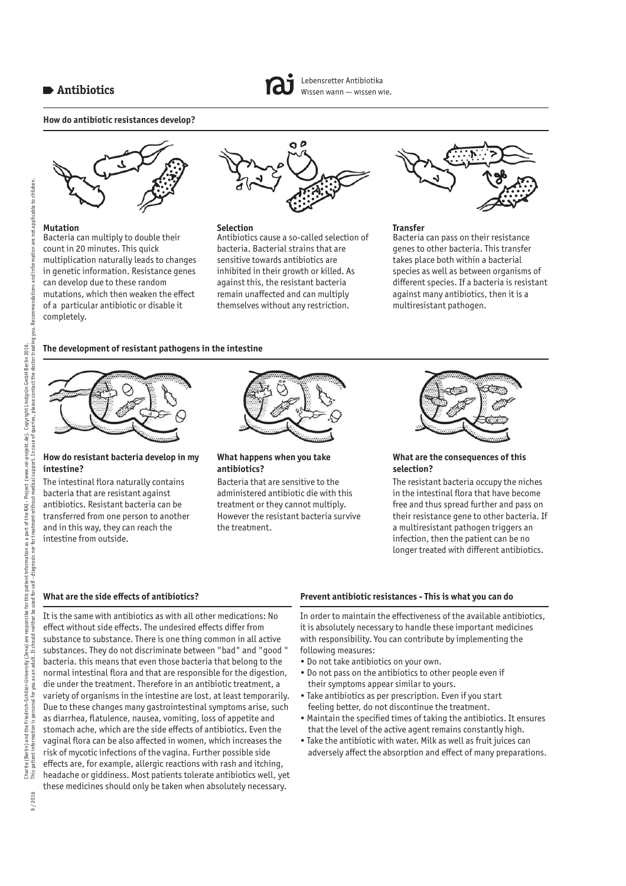# Antibiotics

Lebensretter Antibiotika
Wissen wann — wissen wie.

## How do antibiotic resistances develop?

### Mutation

Bacteria can multiply to double their count in 20 minutes. This quick multiplication naturally leads to changes in genetic information. Resistance genes can develop due to these random mutations, which then weaken the effect of a particular antibiotic or disable it completely.

### Selection

Antibiotics cause a so-called selection of bacteria. Bacterial strains that are sensitive towards antibiotics are inhibited in their growth or killed. As against this, the resistant bacteria remain unaffected and can multiply themselves without any restriction.

### Transfer

Bacteria can pass on their resistance genes to other bacteria. This transfer takes place both within a bacterial species as well as between organisms of different species. If a bacteria is resistant against many antibiotics, then it is a multiresistant pathogen.

## The development of resistant pathogens in the intestine

### How do resistant bacteria develop in my intestine?

The intestinal flora naturally contains bacteria that are resistant against antibiotics. Resistant bacteria can be transferred from one person to another and in this way, they can reach the intestine from outside.

### What happens when you take antibiotics?

Bacteria that are sensitive to the administered antibiotic die with this treatment or they cannot multiply. However the resistant bacteria survive the treatment.

### What are the consequences of this selection?

The resistant bacteria occupy the niches in the intestinal flora that have become free and thus spread further and pass on their resistance gene to other bacteria. If a multiresistant pathogen triggers an infection, then the patient can be no longer treated with different antibiotics.

## What are the side effects of antibiotics?

It is the same with antibiotics as with all other medications: No effect without side effects. The undesired effects differ from substance to substance. There is one thing common in all active substances. They do not discriminate between "bad" and "good " bacteria. this means that even those bacteria that belong to the normal intestinal flora and that are responsible for the digestion, die under the treatment. Therefore in an antibiotic treatment, a variety of organisms in the intestine are lost, at least temporarily. Due to these changes many gastrointestinal symptoms arise, such as diarrhea, flatulence, nausea, vomiting, loss of appetite and stomach ache, which are the side effects of antibiotics. Even the vaginal flora can be also affected in women, which increases the risk of mycotic infections of the vagina. Further possible side effects are, for example, allergic reactions with rash and itching, headache or giddiness. Most patients tolerate antibiotics well, yet these medicines should only be taken when absolutely necessary.

## Prevent antibiotic resistances - This is what you can do

In order to maintain the effectiveness of the available antibiotics, it is absolutely necessary to handle these important medicines with responsibility. You can contribute by implementing the following measures:

- Do not take antibiotics on your own.
- Do not pass on the antibiotics to other people even if their symptoms appear similar to yours.
- Take antibiotics as per prescription. Even if you start feeling better, do not discontinue the treatment.
- Maintain the specified times of taking the antibiotics. It ensures that the level of the active agent remains constantly high.
- Take the antibiotic with water. Milk as well as fruit juices can adversely affect the absorption and effect of many preparations.

9 / 2016 Charité (Berlin) and the Friedrich-Schiller-University (Jena) are responsible for this patient information as a part of the RAI - Project (www.rai-projekt.de). Copyright Lindgrün GmbH Berlin 2016. This patient information is personal for you as an adult. It should neither be used for self - diagnosis nor for treatment without medical support. In case of queries, please contact the doctor treating you. Recommendations and information are not applicable to children.